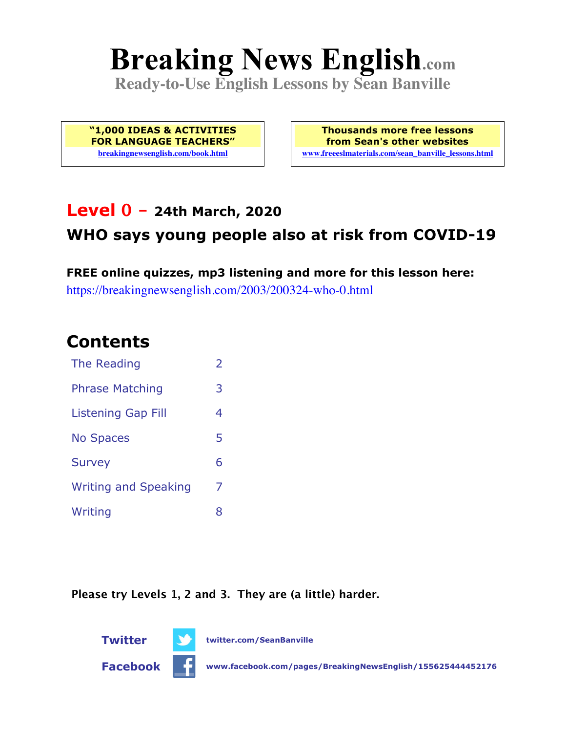# Breaking News English.com

**Ready-to-Use English Lessons by Sean Banville**

**"1,000 IDEAS & ACTIVITIES FOR LANGUAGE TEACHERS"**
breakingnewsenglish.com/book.html

**Thousands more free lessons from Sean's other websites**
www.freeeslmaterials.com/sean_banville_lessons.html

## Level 0 – 24th March, 2020

## WHO says young people also at risk from COVID-19

**FREE online quizzes, mp3 listening and more for this lesson here:**
https://breakingnewsenglish.com/2003/200324-who-0.html

## Contents

| | |
|---|---|
| The Reading | 2 |
| Phrase Matching | 3 |
| Listening Gap Fill | 4 |
| No Spaces | 5 |
| Survey | 6 |
| Writing and Speaking | 7 |
| Writing | 8 |

**Please try Levels 1, 2 and 3. They are (a little) harder.**

**Twitter** twitter.com/SeanBanville

**Facebook** www.facebook.com/pages/BreakingNewsEnglish/155625444452176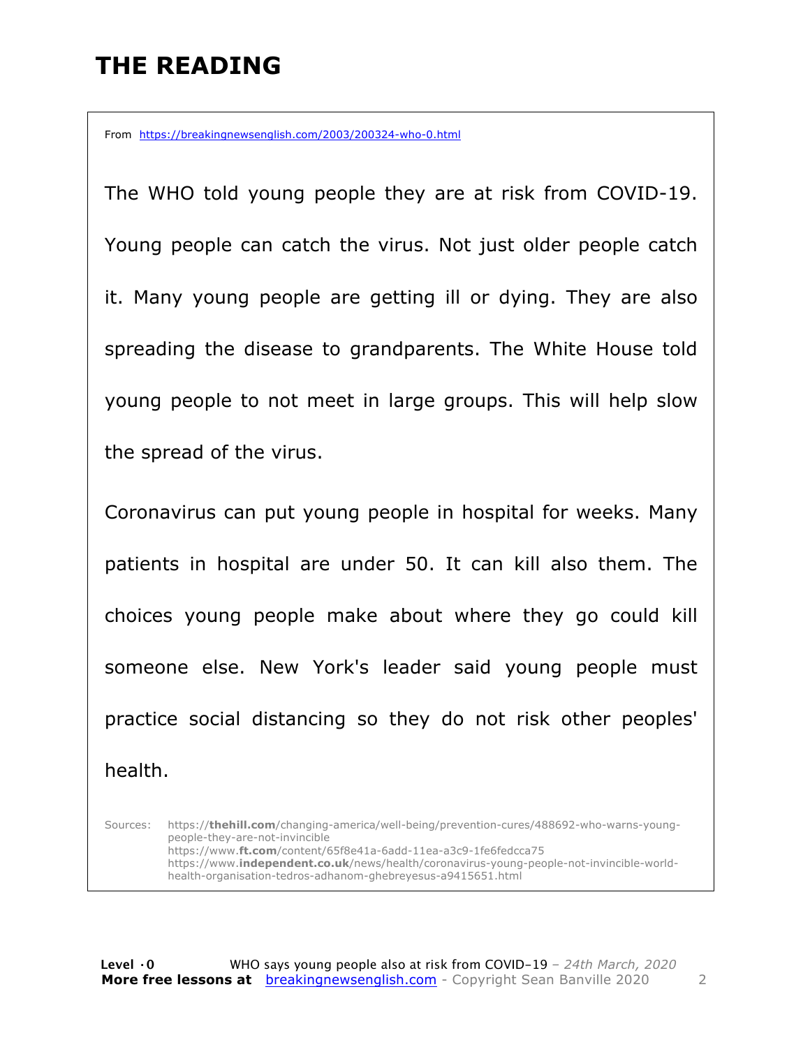# THE READING

From https://breakingnewsenglish.com/2003/200324-who-0.html

The WHO told young people they are at risk from COVID-19. Young people can catch the virus. Not just older people catch it. Many young people are getting ill or dying. They are also spreading the disease to grandparents. The White House told young people to not meet in large groups. This will help slow the spread of the virus.

Coronavirus can put young people in hospital for weeks. Many patients in hospital are under 50. It can kill also them. The choices young people make about where they go could kill someone else. New York's leader said young people must practice social distancing so they do not risk other peoples' health.

Sources: https://thehill.com/changing-america/well-being/prevention-cures/488692-who-warns-young-people-they-are-not-invincible
https://www.ft.com/content/65f8e41a-6add-11ea-a3c9-1fe6fedcca75
https://www.independent.co.uk/news/health/coronavirus-young-people-not-invincible-world-health-organisation-tedros-adhanom-ghebreyesus-a9415651.html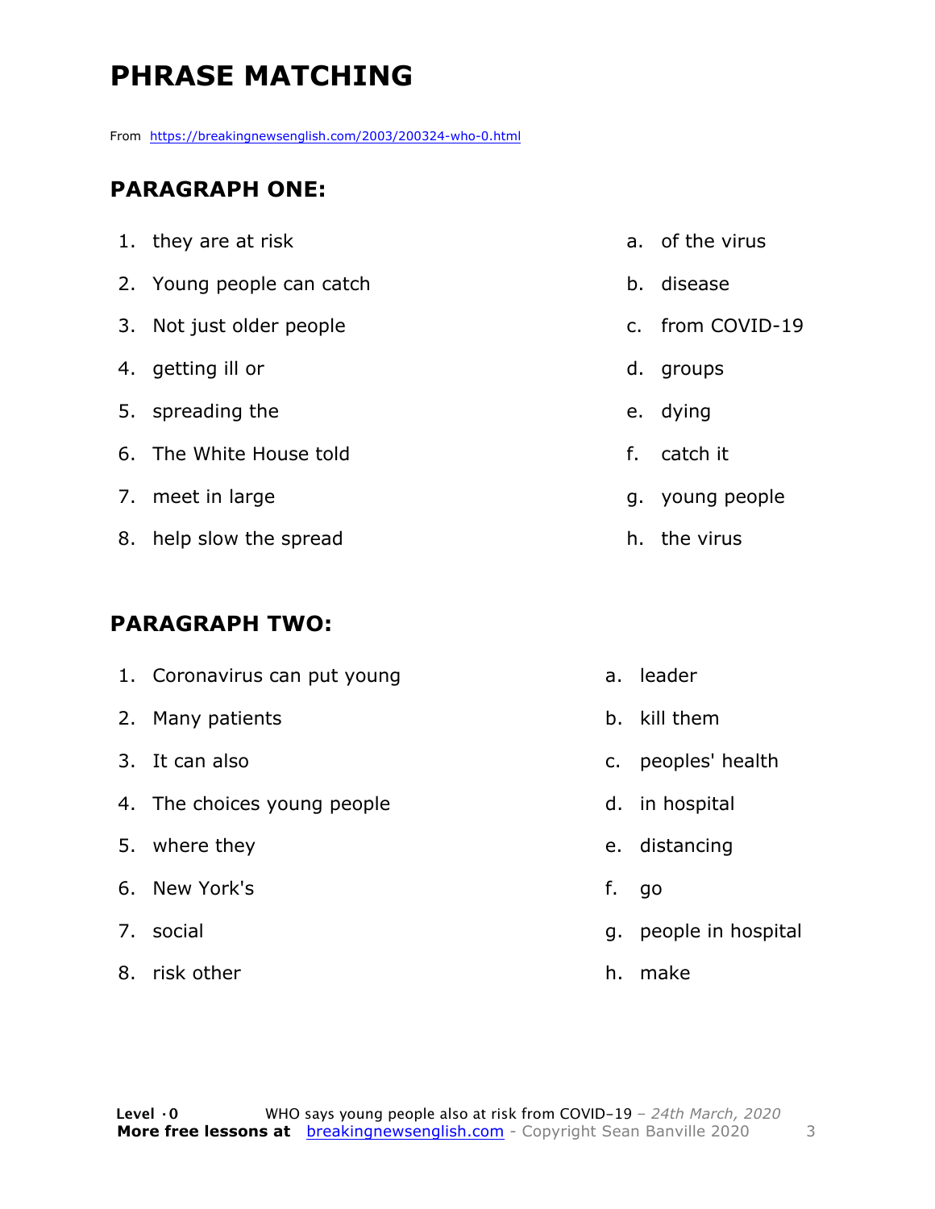# PHRASE MATCHING

From https://breakingnewsenglish.com/2003/200324-who-0.html

## PARAGRAPH ONE:

1. they are at risk
2. Young people can catch
3. Not just older people
4. getting ill or
5. spreading the
6. The White House told
7. meet in large
8. help slow the spread

a. of the virus
b. disease
c. from COVID-19
d. groups
e. dying
f. catch it
g. young people
h. the virus

## PARAGRAPH TWO:

1. Coronavirus can put young
2. Many patients
3. It can also
4. The choices young people
5. where they
6. New York's
7. social
8. risk other

a. leader
b. kill them
c. peoples' health
d. in hospital
e. distancing
f. go
g. people in hospital
h. make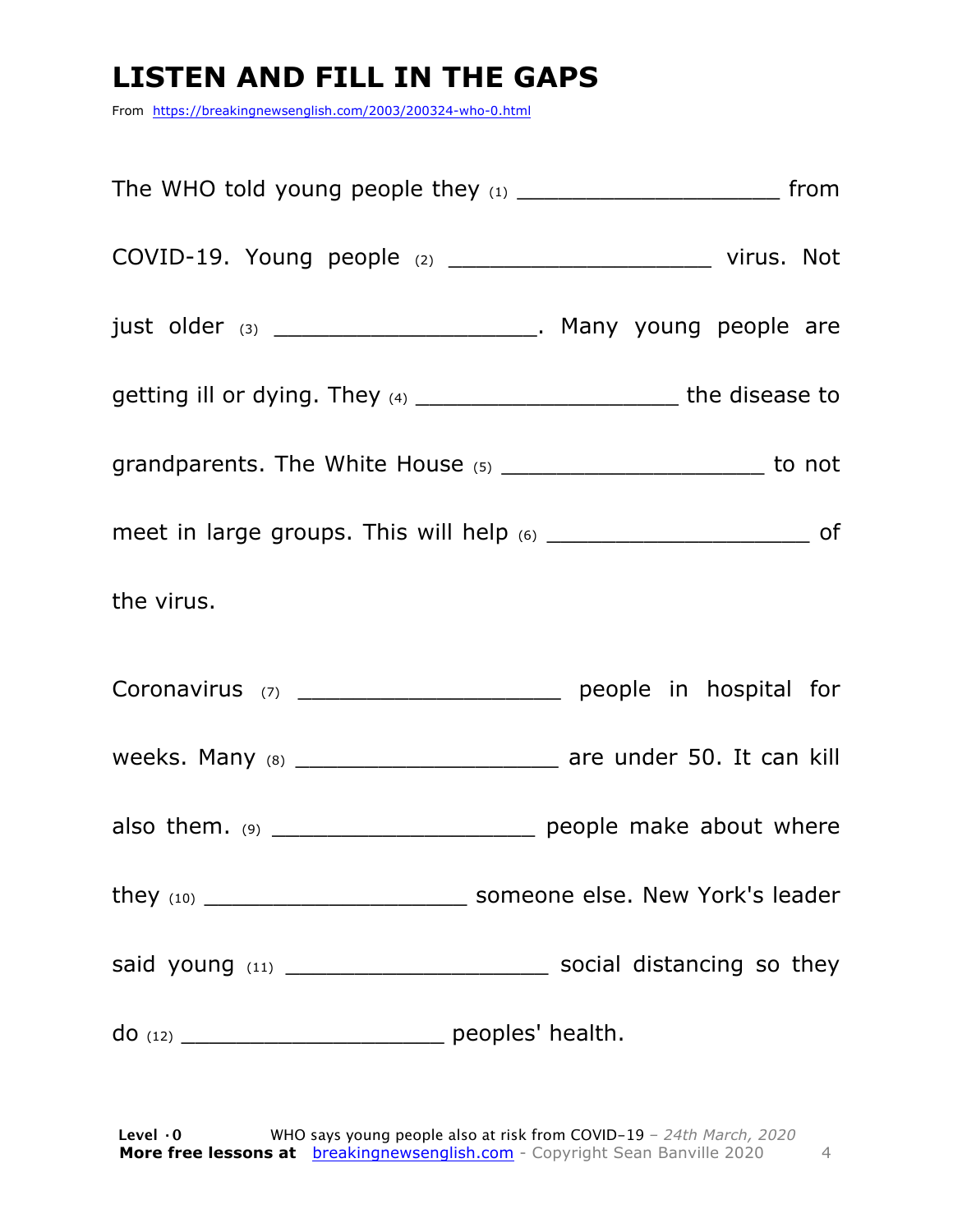# LISTEN AND FILL IN THE GAPS

From https://breakingnewsenglish.com/2003/200324-who-0.html

The WHO told young people they (1) ____________________ from COVID-19. Young people (2) ____________________ virus. Not just older (3) ____________________. Many young people are getting ill or dying. They (4) ____________________ the disease to grandparents. The White House (5) ____________________ to not meet in large groups. This will help (6) ____________________ of the virus.

Coronavirus (7) ____________________ people in hospital for weeks. Many (8) ____________________ are under 50. It can kill also them. (9) ____________________ people make about where they (10) ____________________ someone else. New York's leader said young (11) ____________________ social distancing so they do (12) ____________________ peoples' health.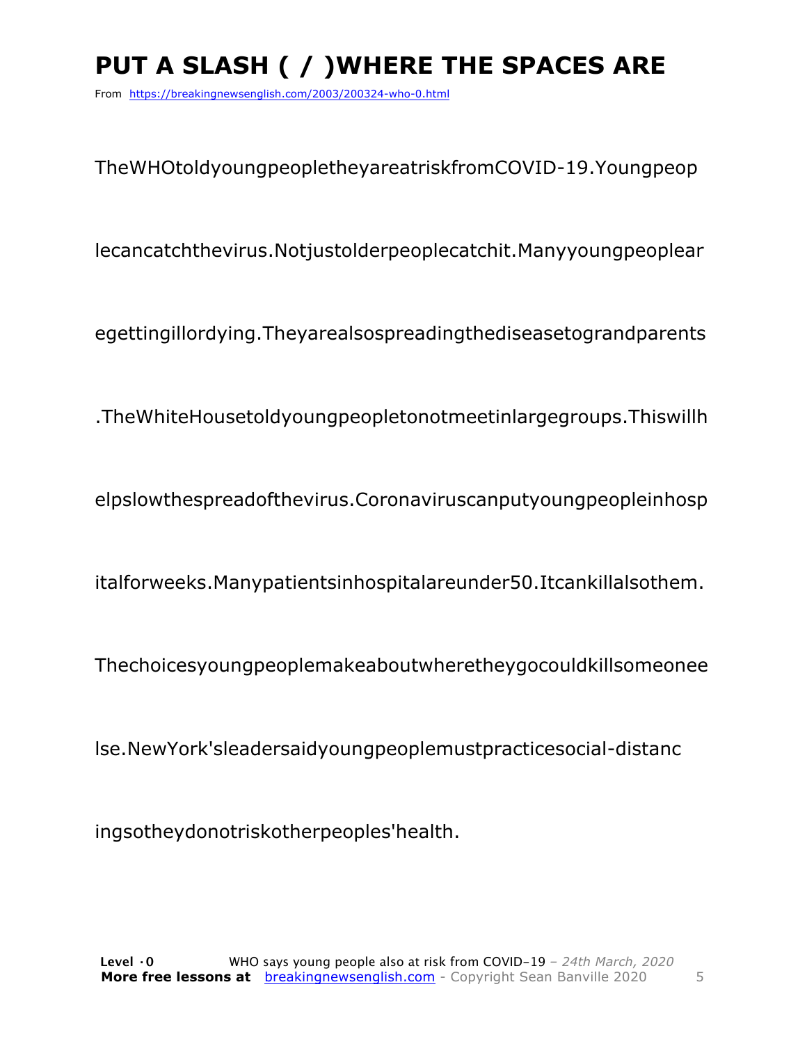# PUT A SLASH ( / )WHERE THE SPACES ARE

From https://breakingnewsenglish.com/2003/200324-who-0.html

TheWHOtoldyoungpeopletheyareatriskfromCOVID-19.Youngpeop

lecancatchthevirus.Notjustolderpeoplecatchit.Manyyoungpeoplear

egettingillordying.Theyarealsospreadingthediseasetograndparents

.TheWhiteHousetoldyoungpeopletonotmeetinlargegroups.Thiswillh

elpslowthespreadofthevirus.Coronaviruscanputyoungpeopleinhosp

italforweeks.Manypatientsinhospitalareunder50.Itcankillalsothem.

Thechoicesyoungpeoplemakeaboutwheretheygocouldkillsomeonee

lse.NewYork'sleadersaidyoungpeoplemustpracticesocial-distanc

ingsotheydonotriskotherpeoples'health.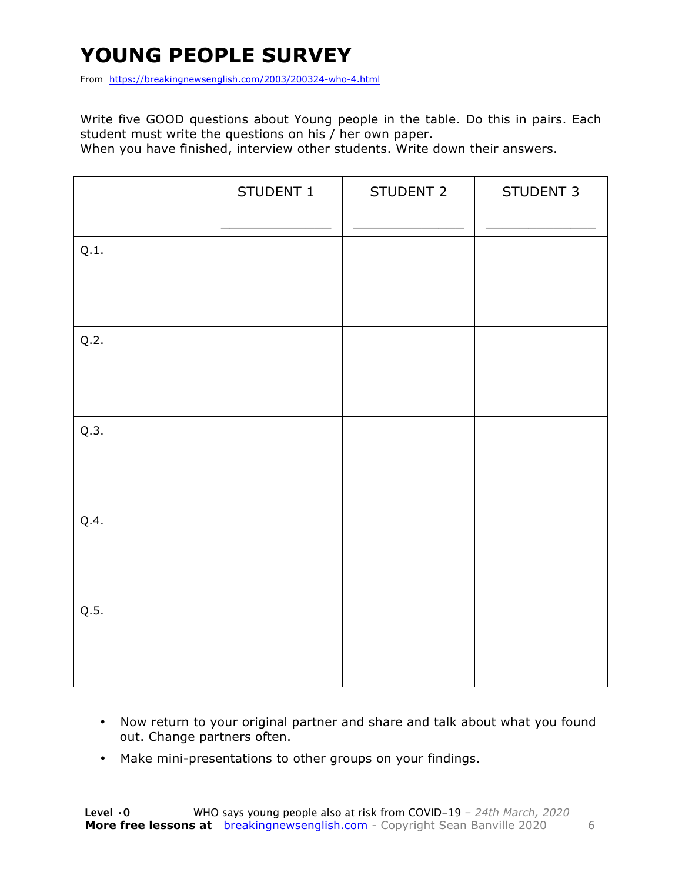# YOUNG PEOPLE SURVEY

From https://breakingnewsenglish.com/2003/200324-who-4.html

Write five GOOD questions about Young people in the table. Do this in pairs. Each student must write the questions on his / her own paper.
When you have finished, interview other students. Write down their answers.

| | STUDENT 1<br>_______________ | STUDENT 2<br>_______________ | STUDENT 3<br>_______________ |
|---|---|---|---|
| Q.1. | | | |
| Q.2. | | | |
| Q.3. | | | |
| Q.4. | | | |
| Q.5. | | | |

- Now return to your original partner and share and talk about what you found out. Change partners often.
- Make mini-presentations to other groups on your findings.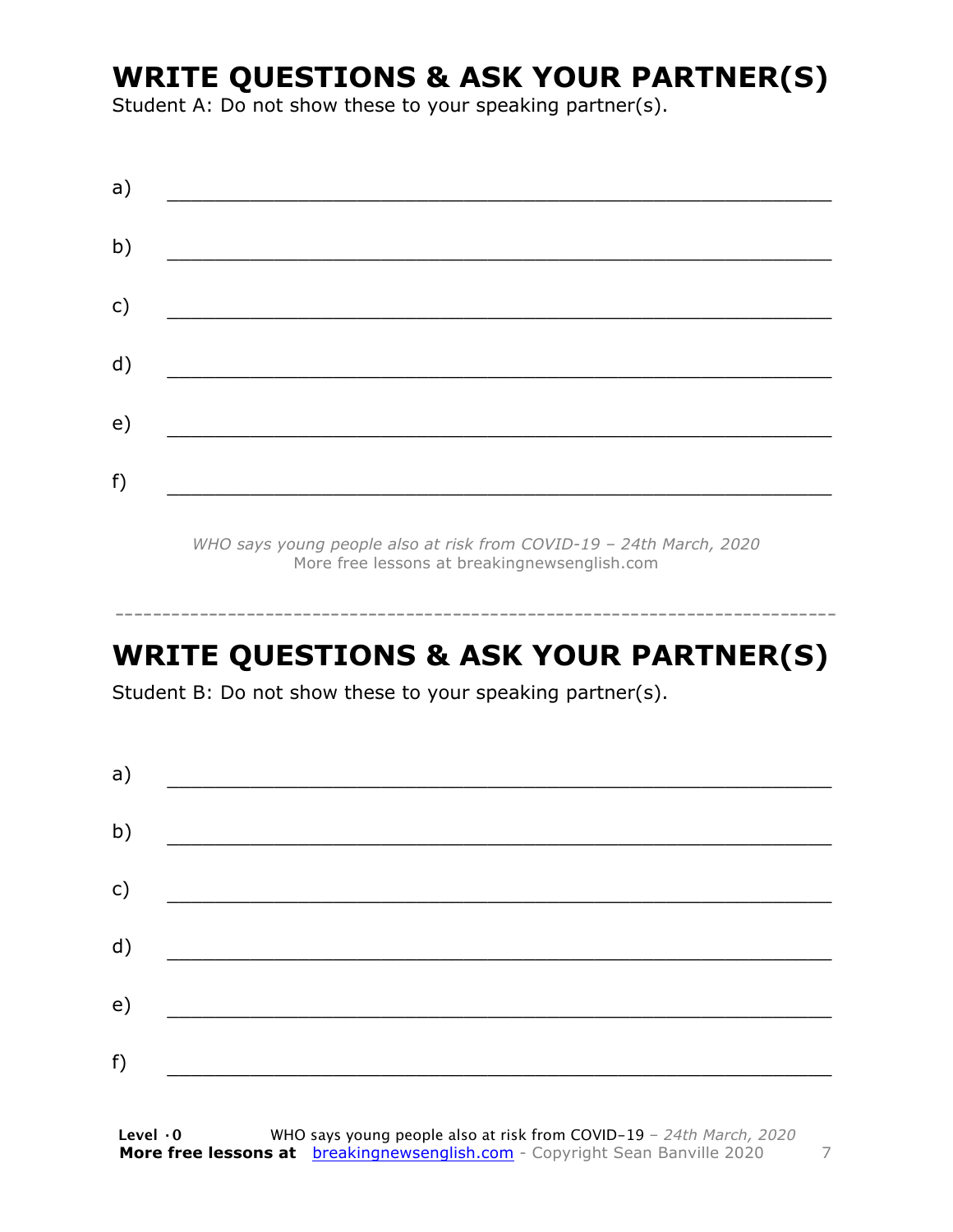# WRITE QUESTIONS & ASK YOUR PARTNER(S)

Student A: Do not show these to your speaking partner(s).

a) \_\_\_\_\_\_\_\_\_\_\_\_\_\_\_\_\_\_\_\_\_\_\_\_\_\_\_\_\_\_\_\_\_\_\_\_\_\_\_\_\_\_\_\_\_\_\_\_\_\_\_\_\_\_

b) \_\_\_\_\_\_\_\_\_\_\_\_\_\_\_\_\_\_\_\_\_\_\_\_\_\_\_\_\_\_\_\_\_\_\_\_\_\_\_\_\_\_\_\_\_\_\_\_\_\_\_\_\_\_

c) \_\_\_\_\_\_\_\_\_\_\_\_\_\_\_\_\_\_\_\_\_\_\_\_\_\_\_\_\_\_\_\_\_\_\_\_\_\_\_\_\_\_\_\_\_\_\_\_\_\_\_\_\_\_

d) \_\_\_\_\_\_\_\_\_\_\_\_\_\_\_\_\_\_\_\_\_\_\_\_\_\_\_\_\_\_\_\_\_\_\_\_\_\_\_\_\_\_\_\_\_\_\_\_\_\_\_\_\_\_

e) \_\_\_\_\_\_\_\_\_\_\_\_\_\_\_\_\_\_\_\_\_\_\_\_\_\_\_\_\_\_\_\_\_\_\_\_\_\_\_\_\_\_\_\_\_\_\_\_\_\_\_\_\_\_

f) \_\_\_\_\_\_\_\_\_\_\_\_\_\_\_\_\_\_\_\_\_\_\_\_\_\_\_\_\_\_\_\_\_\_\_\_\_\_\_\_\_\_\_\_\_\_\_\_\_\_\_\_\_\_

*WHO says young people also at risk from COVID-19 – 24th March, 2020*
More free lessons at breakingnewsenglish.com

---

# WRITE QUESTIONS & ASK YOUR PARTNER(S)

Student B: Do not show these to your speaking partner(s).

a) \_\_\_\_\_\_\_\_\_\_\_\_\_\_\_\_\_\_\_\_\_\_\_\_\_\_\_\_\_\_\_\_\_\_\_\_\_\_\_\_\_\_\_\_\_\_\_\_\_\_\_\_\_\_

b) \_\_\_\_\_\_\_\_\_\_\_\_\_\_\_\_\_\_\_\_\_\_\_\_\_\_\_\_\_\_\_\_\_\_\_\_\_\_\_\_\_\_\_\_\_\_\_\_\_\_\_\_\_\_

c) \_\_\_\_\_\_\_\_\_\_\_\_\_\_\_\_\_\_\_\_\_\_\_\_\_\_\_\_\_\_\_\_\_\_\_\_\_\_\_\_\_\_\_\_\_\_\_\_\_\_\_\_\_\_

d) \_\_\_\_\_\_\_\_\_\_\_\_\_\_\_\_\_\_\_\_\_\_\_\_\_\_\_\_\_\_\_\_\_\_\_\_\_\_\_\_\_\_\_\_\_\_\_\_\_\_\_\_\_\_

e) \_\_\_\_\_\_\_\_\_\_\_\_\_\_\_\_\_\_\_\_\_\_\_\_\_\_\_\_\_\_\_\_\_\_\_\_\_\_\_\_\_\_\_\_\_\_\_\_\_\_\_\_\_\_

f) \_\_\_\_\_\_\_\_\_\_\_\_\_\_\_\_\_\_\_\_\_\_\_\_\_\_\_\_\_\_\_\_\_\_\_\_\_\_\_\_\_\_\_\_\_\_\_\_\_\_\_\_\_\_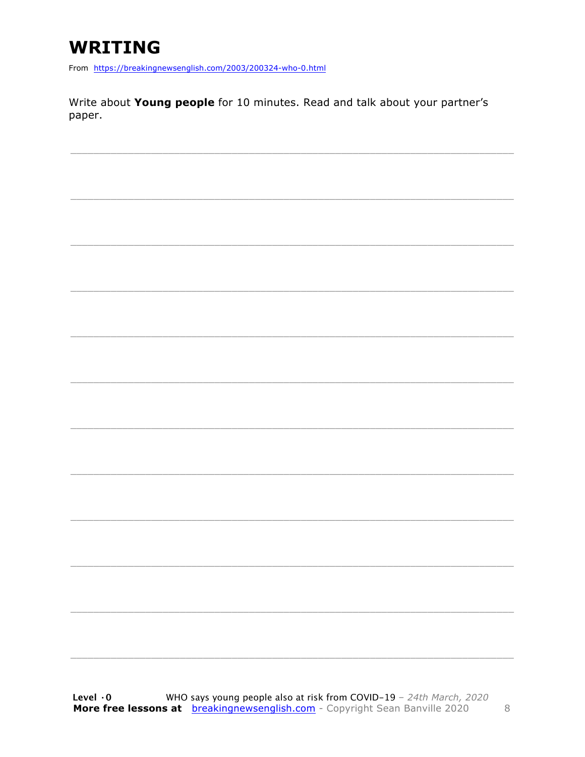# WRITING

From https://breakingnewsenglish.com/2003/200324-who-0.html

Write about **Young people** for 10 minutes. Read and talk about your partner's paper.

___

___

___

___

___

___

___

___

___

___

___

___